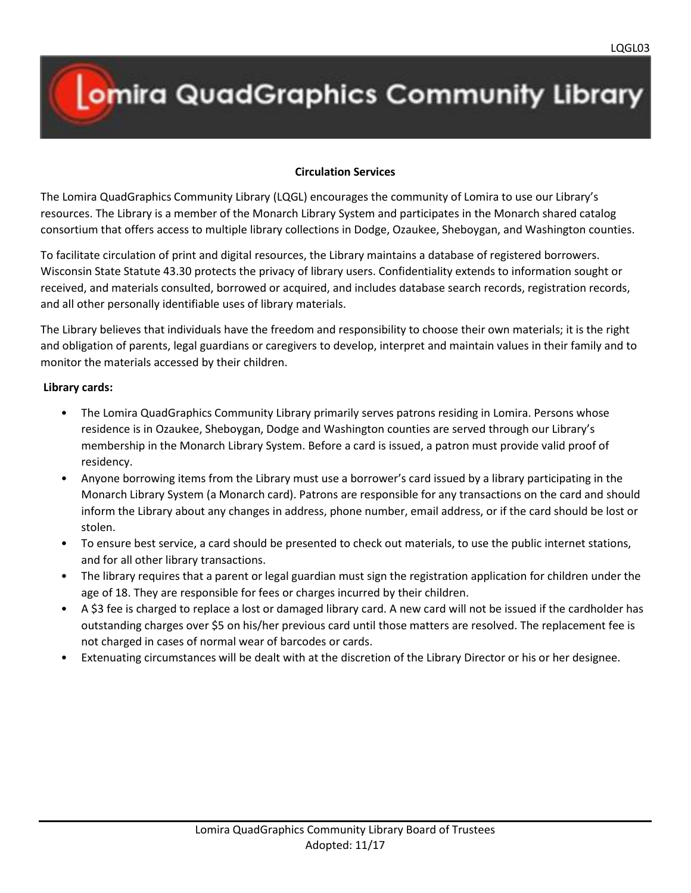# Lomira QuadGraphics Community Library

## Circulation Services

The Lomira QuadGraphics Community Library (LQGL) encourages the community of Lomira to use our Library's resources. The Library is a member of the Monarch Library System and participates in the Monarch shared catalog consortium that offers access to multiple library collections in Dodge, Ozaukee, Sheboygan, and Washington counties.

To facilitate circulation of print and digital resources, the Library maintains a database of registered borrowers. Wisconsin State Statute 43.30 protects the privacy of library users. Confidentiality extends to information sought or received, and materials consulted, borrowed or acquired, and includes database search records, registration records, and all other personally identifiable uses of library materials.

The Library believes that individuals have the freedom and responsibility to choose their own materials; it is the right and obligation of parents, legal guardians or caregivers to develop, interpret and maintain values in their family and to monitor the materials accessed by their children.

**Library cards:**

- The Lomira QuadGraphics Community Library primarily serves patrons residing in Lomira. Persons whose residence is in Ozaukee, Sheboygan, Dodge and Washington counties are served through our Library's membership in the Monarch Library System. Before a card is issued, a patron must provide valid proof of residency.
- Anyone borrowing items from the Library must use a borrower's card issued by a library participating in the Monarch Library System (a Monarch card). Patrons are responsible for any transactions on the card and should inform the Library about any changes in address, phone number, email address, or if the card should be lost or stolen.
- To ensure best service, a card should be presented to check out materials, to use the public internet stations, and for all other library transactions.
- The library requires that a parent or legal guardian must sign the registration application for children under the age of 18. They are responsible for fees or charges incurred by their children.
- A $3 fee is charged to replace a lost or damaged library card. A new card will not be issued if the cardholder has outstanding charges over $5 on his/her previous card until those matters are resolved. The replacement fee is not charged in cases of normal wear of barcodes or cards.
- Extenuating circumstances will be dealt with at the discretion of the Library Director or his or her designee.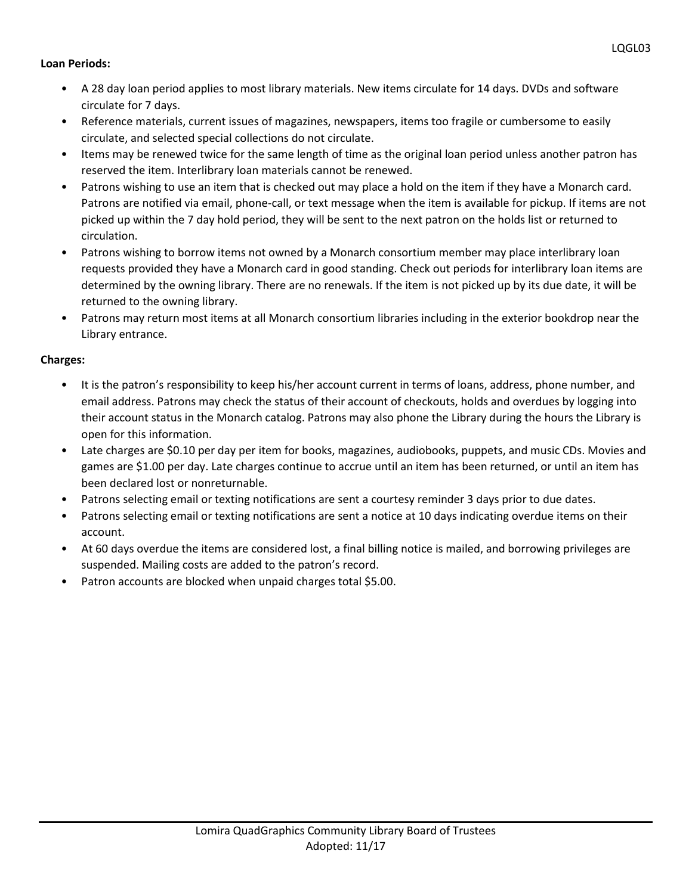**Loan Periods:**

- A 28 day loan period applies to most library materials. New items circulate for 14 days. DVDs and software circulate for 7 days.
- Reference materials, current issues of magazines, newspapers, items too fragile or cumbersome to easily circulate, and selected special collections do not circulate.
- Items may be renewed twice for the same length of time as the original loan period unless another patron has reserved the item. Interlibrary loan materials cannot be renewed.
- Patrons wishing to use an item that is checked out may place a hold on the item if they have a Monarch card. Patrons are notified via email, phone-call, or text message when the item is available for pickup. If items are not picked up within the 7 day hold period, they will be sent to the next patron on the holds list or returned to circulation.
- Patrons wishing to borrow items not owned by a Monarch consortium member may place interlibrary loan requests provided they have a Monarch card in good standing. Check out periods for interlibrary loan items are determined by the owning library. There are no renewals. If the item is not picked up by its due date, it will be returned to the owning library.
- Patrons may return most items at all Monarch consortium libraries including in the exterior bookdrop near the Library entrance.

**Charges:**

- It is the patron's responsibility to keep his/her account current in terms of loans, address, phone number, and email address. Patrons may check the status of their account of checkouts, holds and overdues by logging into their account status in the Monarch catalog. Patrons may also phone the Library during the hours the Library is open for this information.
- Late charges are $0.10 per day per item for books, magazines, audiobooks, puppets, and music CDs. Movies and games are $1.00 per day. Late charges continue to accrue until an item has been returned, or until an item has been declared lost or nonreturnable.
- Patrons selecting email or texting notifications are sent a courtesy reminder 3 days prior to due dates.
- Patrons selecting email or texting notifications are sent a notice at 10 days indicating overdue items on their account.
- At 60 days overdue the items are considered lost, a final billing notice is mailed, and borrowing privileges are suspended. Mailing costs are added to the patron's record.
- Patron accounts are blocked when unpaid charges total $5.00.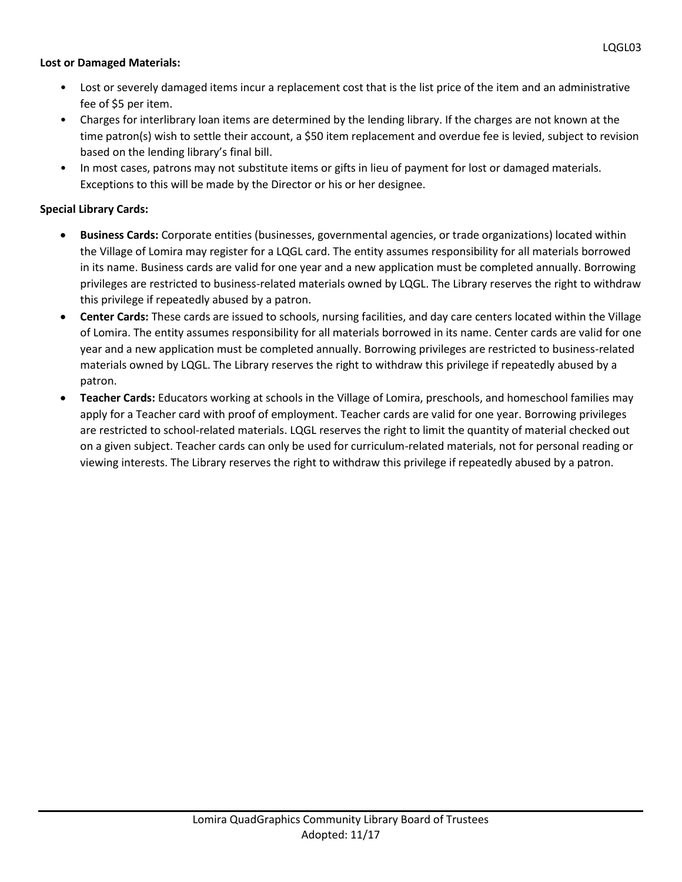**Lost or Damaged Materials:**

- Lost or severely damaged items incur a replacement cost that is the list price of the item and an administrative fee of $5 per item.
- Charges for interlibrary loan items are determined by the lending library. If the charges are not known at the time patron(s) wish to settle their account, a $50 item replacement and overdue fee is levied, subject to revision based on the lending library's final bill.
- In most cases, patrons may not substitute items or gifts in lieu of payment for lost or damaged materials. Exceptions to this will be made by the Director or his or her designee.

**Special Library Cards:**

- **Business Cards:** Corporate entities (businesses, governmental agencies, or trade organizations) located within the Village of Lomira may register for a LQGL card. The entity assumes responsibility for all materials borrowed in its name. Business cards are valid for one year and a new application must be completed annually. Borrowing privileges are restricted to business-related materials owned by LQGL. The Library reserves the right to withdraw this privilege if repeatedly abused by a patron.
- **Center Cards:** These cards are issued to schools, nursing facilities, and day care centers located within the Village of Lomira. The entity assumes responsibility for all materials borrowed in its name. Center cards are valid for one year and a new application must be completed annually. Borrowing privileges are restricted to business-related materials owned by LQGL. The Library reserves the right to withdraw this privilege if repeatedly abused by a patron.
- **Teacher Cards:** Educators working at schools in the Village of Lomira, preschools, and homeschool families may apply for a Teacher card with proof of employment. Teacher cards are valid for one year. Borrowing privileges are restricted to school-related materials. LQGL reserves the right to limit the quantity of material checked out on a given subject. Teacher cards can only be used for curriculum-related materials, not for personal reading or viewing interests. The Library reserves the right to withdraw this privilege if repeatedly abused by a patron.